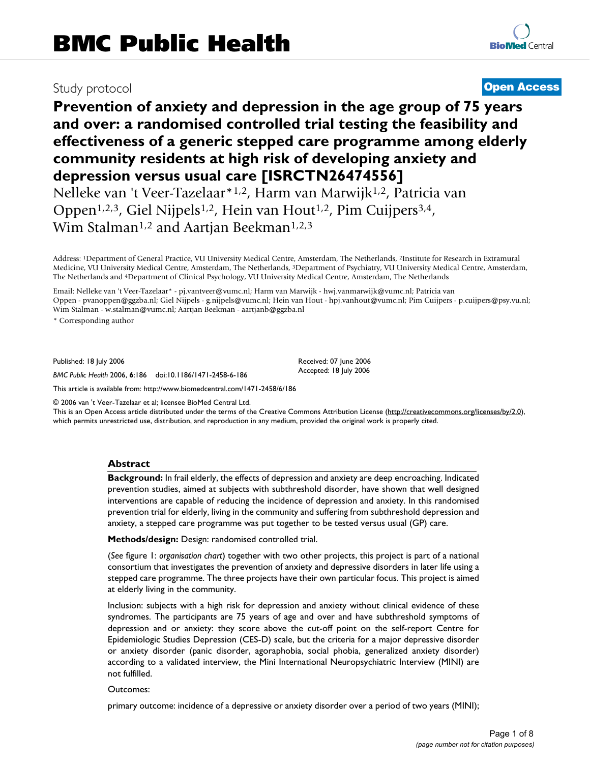# BMC Public Health

Study protocol

**Open Access**

# Prevention of anxiety and depression in the age group of 75 years and over: a randomised controlled trial testing the feasibility and effectiveness of a generic stepped care programme among elderly community residents at high risk of developing anxiety and depression versus usual care [ISRCTN26474556]

Nelleke van 't Veer-Tazelaar*[1,2], Harm van Marwijk[1,2], Patricia van Oppen[1,2,3], Giel Nijpels[1,2], Hein van Hout[1,2], Pim Cuijpers[3,4], Wim Stalman[1,2] and Aartjan Beekman[1,2,3]

Address: [1]Department of General Practice, VU University Medical Centre, Amsterdam, The Netherlands, [2]Institute for Research in Extramural Medicine, VU University Medical Centre, Amsterdam, The Netherlands, [3]Department of Psychiatry, VU University Medical Centre, Amsterdam, The Netherlands and [4]Department of Clinical Psychology, VU University Medical Centre, Amsterdam, The Netherlands

Email: Nelleke van 't Veer-Tazelaar* - pj.vantveer@vumc.nl; Harm van Marwijk - hwj.vanmarwijk@vumc.nl; Patricia van Oppen - pvanoppen@ggzba.nl; Giel Nijpels - g.nijpels@vumc.nl; Hein van Hout - hpj.vanhout@vumc.nl; Pim Cuijpers - p.cuijpers@psy.vu.nl; Wim Stalman - w.stalman@vumc.nl; Aartjan Beekman - aartjanb@ggzba.nl

* Corresponding author

Published: 18 July 2006

*BMC Public Health* 2006, **6**:186 doi:10.1186/1471-2458-6-186

Received: 07 June 2006
Accepted: 18 July 2006

This article is available from: http://www.biomedcentral.com/1471-2458/6/186

© 2006 van 't Veer-Tazelaar et al; licensee BioMed Central Ltd.
This is an Open Access article distributed under the terms of the Creative Commons Attribution License (http://creativecommons.org/licenses/by/2.0), which permits unrestricted use, distribution, and reproduction in any medium, provided the original work is properly cited.

## Abstract

**Background:** In frail elderly, the effects of depression and anxiety are deep encroaching. Indicated prevention studies, aimed at subjects with subthreshold disorder, have shown that well designed interventions are capable of reducing the incidence of depression and anxiety. In this randomised prevention trial for elderly, living in the community and suffering from subthreshold depression and anxiety, a stepped care programme was put together to be tested versus usual (GP) care.

**Methods/design:** Design: randomised controlled trial.

(*See* figure 1: *organisation chart*) together with two other projects, this project is part of a national consortium that investigates the prevention of anxiety and depressive disorders in later life using a stepped care programme. The three projects have their own particular focus. This project is aimed at elderly living in the community.

Inclusion: subjects with a high risk for depression and anxiety without clinical evidence of these syndromes. The participants are 75 years of age and over and have subthreshold symptoms of depression and or anxiety: they score above the cut-off point on the self-report Centre for Epidemiologic Studies Depression (CES-D) scale, but the criteria for a major depressive disorder or anxiety disorder (panic disorder, agoraphobia, social phobia, generalized anxiety disorder) according to a validated interview, the Mini International Neuropsychiatric Interview (MINI) are not fulfilled.

Outcomes:

primary outcome: incidence of a depressive or anxiety disorder over a period of two years (MINI);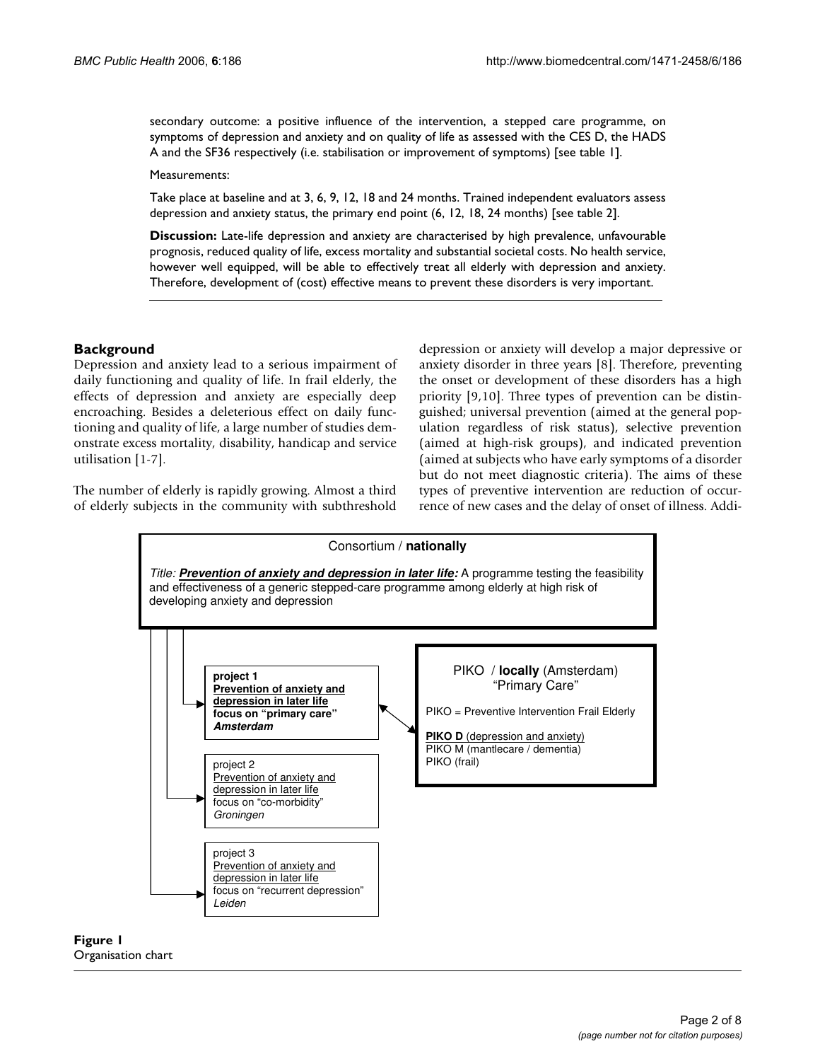secondary outcome: a positive influence of the intervention, a stepped care programme, on symptoms of depression and anxiety and on quality of life as assessed with the CES D, the HADS A and the SF36 respectively (i.e. stabilisation or improvement of symptoms) [see table 1].

Measurements:

Take place at baseline and at 3, 6, 9, 12, 18 and 24 months. Trained independent evaluators assess depression and anxiety status, the primary end point (6, 12, 18, 24 months) [see table 2].

**Discussion:** Late-life depression and anxiety are characterised by high prevalence, unfavourable prognosis, reduced quality of life, excess mortality and substantial societal costs. No health service, however well equipped, will be able to effectively treat all elderly with depression and anxiety. Therefore, development of (cost) effective means to prevent these disorders is very important.

## Background

Depression and anxiety lead to a serious impairment of daily functioning and quality of life. In frail elderly, the effects of depression and anxiety are especially deep encroaching. Besides a deleterious effect on daily functioning and quality of life, a large number of studies demonstrate excess mortality, disability, handicap and service utilisation [1-7].

The number of elderly is rapidly growing. Almost a third of elderly subjects in the community with subthreshold depression or anxiety will develop a major depressive or anxiety disorder in three years [8]. Therefore, preventing the onset or development of these disorders has a high priority [9,10]. Three types of prevention can be distinguished; universal prevention (aimed at the general population regardless of risk status), selective prevention (aimed at high-risk groups), and indicated prevention (aimed at subjects who have early symptoms of a disorder but do not meet diagnostic criteria). The aims of these types of preventive intervention are reduction of occurrence of new cases and the delay of onset of illness. Addi-

Consortium / **nationally**

*Title:* ***Prevention of anxiety and depression in later life:*** A programme testing the feasibility and effectiveness of a generic stepped-care programme among elderly at high risk of developing anxiety and depression

**project 1**
**Prevention of anxiety and depression in later life**
**focus on "primary care"**
***Amsterdam***

project 2
Prevention of anxiety and depression in later life
focus on "co-morbidity"
*Groningen*

project 3
Prevention of anxiety and depression in later life
focus on "recurrent depression"
*Leiden*

PIKO / **locally** (Amsterdam)
"Primary Care"

PIKO = Preventive Intervention Frail Elderly

**PIKO D** (depression and anxiety)
PIKO M (mantlecare / dementia)
PIKO (frail)

**Figure 1**
Organisation chart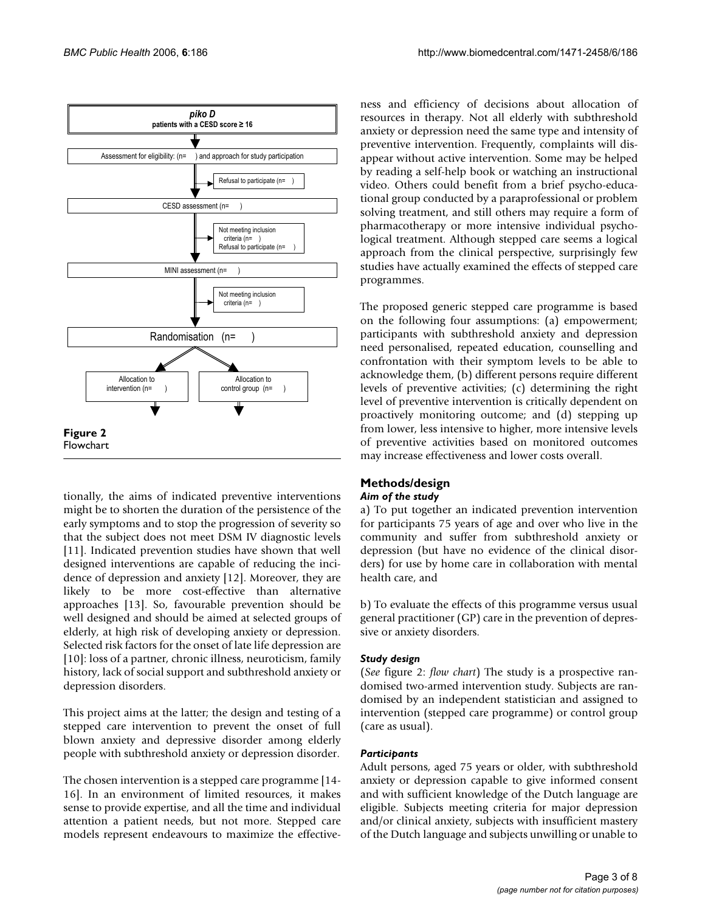piko D
patients with a CESD score ≥ 16

Assessment for eligibility: (n= ) and approach for study participation

Refusal to participate (n= )

CESD assessment (n= )

Not meeting inclusion criteria (n= )
Refusal to participate (n= )

MINI assessment (n= )

Not meeting inclusion criteria (n= )

Randomisation (n= )

Allocation to intervention (n= )

Allocation to control group (n= )

**Figure 2**
Flowchart

tionally, the aims of indicated preventive interventions might be to shorten the duration of the persistence of the early symptoms and to stop the progression of severity so that the subject does not meet DSM IV diagnostic levels [11]. Indicated prevention studies have shown that well designed interventions are capable of reducing the incidence of depression and anxiety [12]. Moreover, they are likely to be more cost-effective than alternative approaches [13]. So, favourable prevention should be well designed and should be aimed at selected groups of elderly, at high risk of developing anxiety or depression. Selected risk factors for the onset of late life depression are [10]: loss of a partner, chronic illness, neuroticism, family history, lack of social support and subthreshold anxiety or depression disorders.

This project aims at the latter; the design and testing of a stepped care intervention to prevent the onset of full blown anxiety and depressive disorder among elderly people with subthreshold anxiety or depression disorder.

The chosen intervention is a stepped care programme [14-16]. In an environment of limited resources, it makes sense to provide expertise, and all the time and individual attention a patient needs, but not more. Stepped care models represent endeavours to maximize the effectiveness and efficiency of decisions about allocation of resources in therapy. Not all elderly with subthreshold anxiety or depression need the same type and intensity of preventive intervention. Frequently, complaints will disappear without active intervention. Some may be helped by reading a self-help book or watching an instructional video. Others could benefit from a brief psycho-educational group conducted by a paraprofessional or problem solving treatment, and still others may require a form of pharmacotherapy or more intensive individual psychological treatment. Although stepped care seems a logical approach from the clinical perspective, surprisingly few studies have actually examined the effects of stepped care programmes.

The proposed generic stepped care programme is based on the following four assumptions: (a) empowerment; participants with subthreshold anxiety and depression need personalised, repeated education, counselling and confrontation with their symptom levels to be able to acknowledge them, (b) different persons require different levels of preventive activities; (c) determining the right level of preventive intervention is critically dependent on proactively monitoring outcome; and (d) stepping up from lower, less intensive to higher, more intensive levels of preventive activities based on monitored outcomes may increase effectiveness and lower costs overall.

## Methods/design

### *Aim of the study*

a) To put together an indicated prevention intervention for participants 75 years of age and over who live in the community and suffer from subthreshold anxiety or depression (but have no evidence of the clinical disorders) for use by home care in collaboration with mental health care, and

b) To evaluate the effects of this programme versus usual general practitioner (GP) care in the prevention of depressive or anxiety disorders.

### *Study design*

(*See* figure 2: *flow chart*) The study is a prospective randomised two-armed intervention study. Subjects are randomised by an independent statistician and assigned to intervention (stepped care programme) or control group (care as usual).

### *Participants*

Adult persons, aged 75 years or older, with subthreshold anxiety or depression capable to give informed consent and with sufficient knowledge of the Dutch language are eligible. Subjects meeting criteria for major depression and/or clinical anxiety, subjects with insufficient mastery of the Dutch language and subjects unwilling or unable to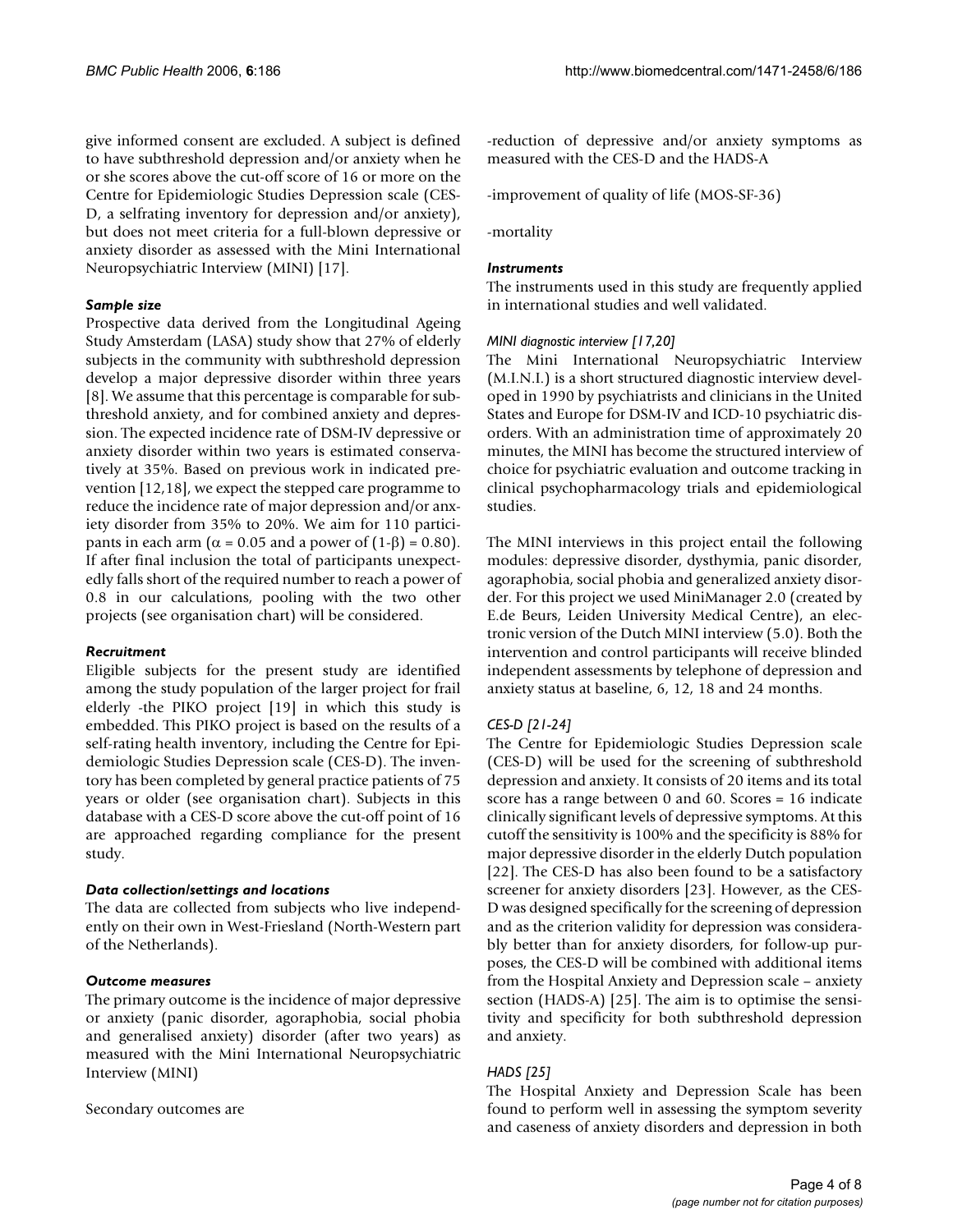give informed consent are excluded. A subject is defined to have subthreshold depression and/or anxiety when he or she scores above the cut-off score of 16 or more on the Centre for Epidemiologic Studies Depression scale (CES-D, a selfrating inventory for depression and/or anxiety), but does not meet criteria for a full-blown depressive or anxiety disorder as assessed with the Mini International Neuropsychiatric Interview (MINI) [17].

### *Sample size*

Prospective data derived from the Longitudinal Ageing Study Amsterdam (LASA) study show that 27% of elderly subjects in the community with subthreshold depression develop a major depressive disorder within three years [8]. We assume that this percentage is comparable for subthreshold anxiety, and for combined anxiety and depression. The expected incidence rate of DSM-IV depressive or anxiety disorder within two years is estimated conservatively at 35%. Based on previous work in indicated prevention [12,18], we expect the stepped care programme to reduce the incidence rate of major depression and/or anxiety disorder from 35% to 20%. We aim for 110 participants in each arm ($\alpha = 0.05$ and a power of $(1-\beta) = 0.80$). If after final inclusion the total of participants unexpectedly falls short of the required number to reach a power of 0.8 in our calculations, pooling with the two other projects (see organisation chart) will be considered.

### *Recruitment*

Eligible subjects for the present study are identified among the study population of the larger project for frail elderly -the PIKO project [19] in which this study is embedded. This PIKO project is based on the results of a self-rating health inventory, including the Centre for Epidemiologic Studies Depression scale (CES-D). The inventory has been completed by general practice patients of 75 years or older (see organisation chart). Subjects in this database with a CES-D score above the cut-off point of 16 are approached regarding compliance for the present study.

### *Data collection/settings and locations*

The data are collected from subjects who live independently on their own in West-Friesland (North-Western part of the Netherlands).

### *Outcome measures*

The primary outcome is the incidence of major depressive or anxiety (panic disorder, agoraphobia, social phobia and generalised anxiety) disorder (after two years) as measured with the Mini International Neuropsychiatric Interview (MINI)

Secondary outcomes are

-reduction of depressive and/or anxiety symptoms as measured with the CES-D and the HADS-A

-improvement of quality of life (MOS-SF-36)

-mortality

### *Instruments*

The instruments used in this study are frequently applied in international studies and well validated.

#### *MINI diagnostic interview [17,20]*

The Mini International Neuropsychiatric Interview (M.I.N.I.) is a short structured diagnostic interview developed in 1990 by psychiatrists and clinicians in the United States and Europe for DSM-IV and ICD-10 psychiatric disorders. With an administration time of approximately 20 minutes, the MINI has become the structured interview of choice for psychiatric evaluation and outcome tracking in clinical psychopharmacology trials and epidemiological studies.

The MINI interviews in this project entail the following modules: depressive disorder, dysthymia, panic disorder, agoraphobia, social phobia and generalized anxiety disorder. For this project we used MiniManager 2.0 (created by E.de Beurs, Leiden University Medical Centre), an electronic version of the Dutch MINI interview (5.0). Both the intervention and control participants will receive blinded independent assessments by telephone of depression and anxiety status at baseline, 6, 12, 18 and 24 months.

#### *CES-D [21-24]*

The Centre for Epidemiologic Studies Depression scale (CES-D) will be used for the screening of subthreshold depression and anxiety. It consists of 20 items and its total score has a range between 0 and 60. Scores = 16 indicate clinically significant levels of depressive symptoms. At this cutoff the sensitivity is 100% and the specificity is 88% for major depressive disorder in the elderly Dutch population [22]. The CES-D has also been found to be a satisfactory screener for anxiety disorders [23]. However, as the CES-D was designed specifically for the screening of depression and as the criterion validity for depression was considerably better than for anxiety disorders, for follow-up purposes, the CES-D will be combined with additional items from the Hospital Anxiety and Depression scale – anxiety section (HADS-A) [25]. The aim is to optimise the sensitivity and specificity for both subthreshold depression and anxiety.

#### *HADS [25]*

The Hospital Anxiety and Depression Scale has been found to perform well in assessing the symptom severity and caseness of anxiety disorders and depression in both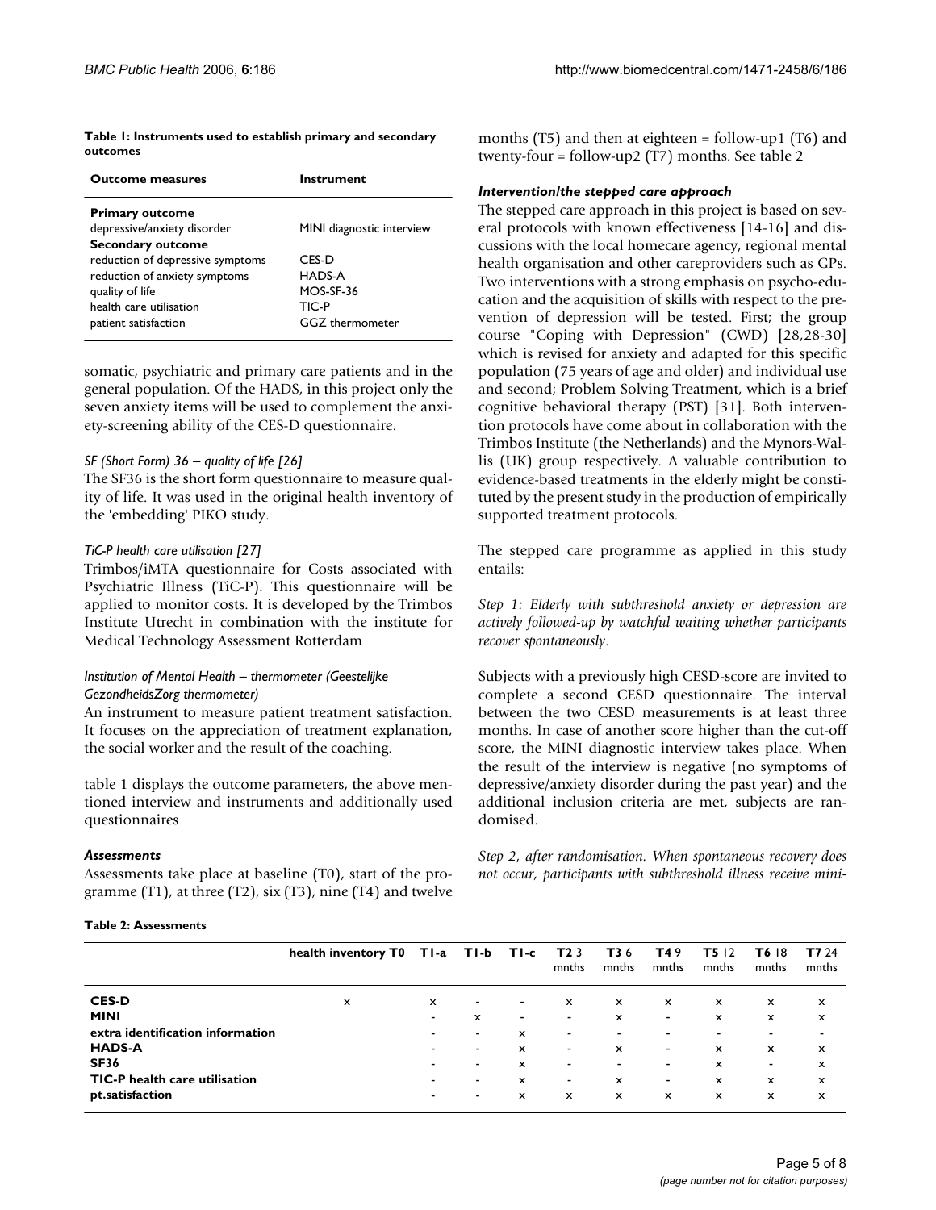**Table 1: Instruments used to establish primary and secondary outcomes**

| Outcome measures | Instrument |
| --- | --- |
| **Primary outcome** | |
| depressive/anxiety disorder | MINI diagnostic interview |
| **Secondary outcome** | |
| reduction of depressive symptoms | CES-D |
| reduction of anxiety symptoms | HADS-A |
| quality of life | MOS-SF-36 |
| health care utilisation | TIC-P |
| patient satisfaction | GGZ thermometer |

somatic, psychiatric and primary care patients and in the general population. Of the HADS, in this project only the seven anxiety items will be used to complement the anxiety-screening ability of the CES-D questionnaire.

*SF (Short Form) 36 – quality of life [26]*

The SF36 is the short form questionnaire to measure quality of life. It was used in the original health inventory of the 'embedding' PIKO study.

*TiC-P health care utilisation [27]*

Trimbos/iMTA questionnaire for Costs associated with Psychiatric Illness (TiC-P). This questionnaire will be applied to monitor costs. It is developed by the Trimbos Institute Utrecht in combination with the institute for Medical Technology Assessment Rotterdam

*Institution of Mental Health – thermometer (Geestelijke GezondheidsZorg thermometer)*

An instrument to measure patient treatment satisfaction. It focuses on the appreciation of treatment explanation, the social worker and the result of the coaching.

table 1 displays the outcome parameters, the above mentioned interview and instruments and additionally used questionnaires

### *Assessments*

Assessments take place at baseline (T0), start of the programme (T1), at three (T2), six (T3), nine (T4) and twelve months (T5) and then at eighteen = follow-up1 (T6) and twenty-four = follow-up2 (T7) months. See table 2

### *Intervention/the stepped care approach*

The stepped care approach in this project is based on several protocols with known effectiveness [14-16] and discussions with the local homecare agency, regional mental health organisation and other careproviders such as GPs. Two interventions with a strong emphasis on psycho-education and the acquisition of skills with respect to the prevention of depression will be tested. First; the group course "Coping with Depression" (CWD) [28,28-30] which is revised for anxiety and adapted for this specific population (75 years of age and older) and individual use and second; Problem Solving Treatment, which is a brief cognitive behavioral therapy (PST) [31]. Both intervention protocols have come about in collaboration with the Trimbos Institute (the Netherlands) and the Mynors-Wallis (UK) group respectively. A valuable contribution to evidence-based treatments in the elderly might be constituted by the present study in the production of empirically supported treatment protocols.

The stepped care programme as applied in this study entails:

*Step 1: Elderly with subthreshold anxiety or depression are actively followed-up by watchful waiting whether participants recover spontaneously.*

Subjects with a previously high CESD-score are invited to complete a second CESD questionnaire. The interval between the two CESD measurements is at least three months. In case of another score higher than the cut-off score, the MINI diagnostic interview takes place. When the result of the interview is negative (no symptoms of depressive/anxiety disorder during the past year) and the additional inclusion criteria are met, subjects are randomised.

*Step 2, after randomisation. When spontaneous recovery does not occur, participants with subthreshold illness receive mini-*

**Table 2: Assessments**

| | health inventory T0 | T1-a | T1-b | T1-c | T2 3 mnths | T3 6 mnths | T4 9 mnths | T5 12 mnths | T6 18 mnths | T7 24 mnths |
| --- | --- | --- | --- | --- | --- | --- | --- | --- | --- | --- |
| **CES-D** | x | x | - | - | x | x | x | x | x | x |
| **MINI** | | - | x | - | - | x | - | x | x | x |
| **extra identification information** | | - | - | x | - | - | - | - | - | - |
| **HADS-A** | | - | - | x | - | x | - | x | x | x |
| **SF36** | | - | - | x | - | - | - | x | - | x |
| **TIC-P health care utilisation** | | - | - | x | - | x | - | x | x | x |
| **pt.satisfaction** | | - | - | x | x | x | x | x | x | x |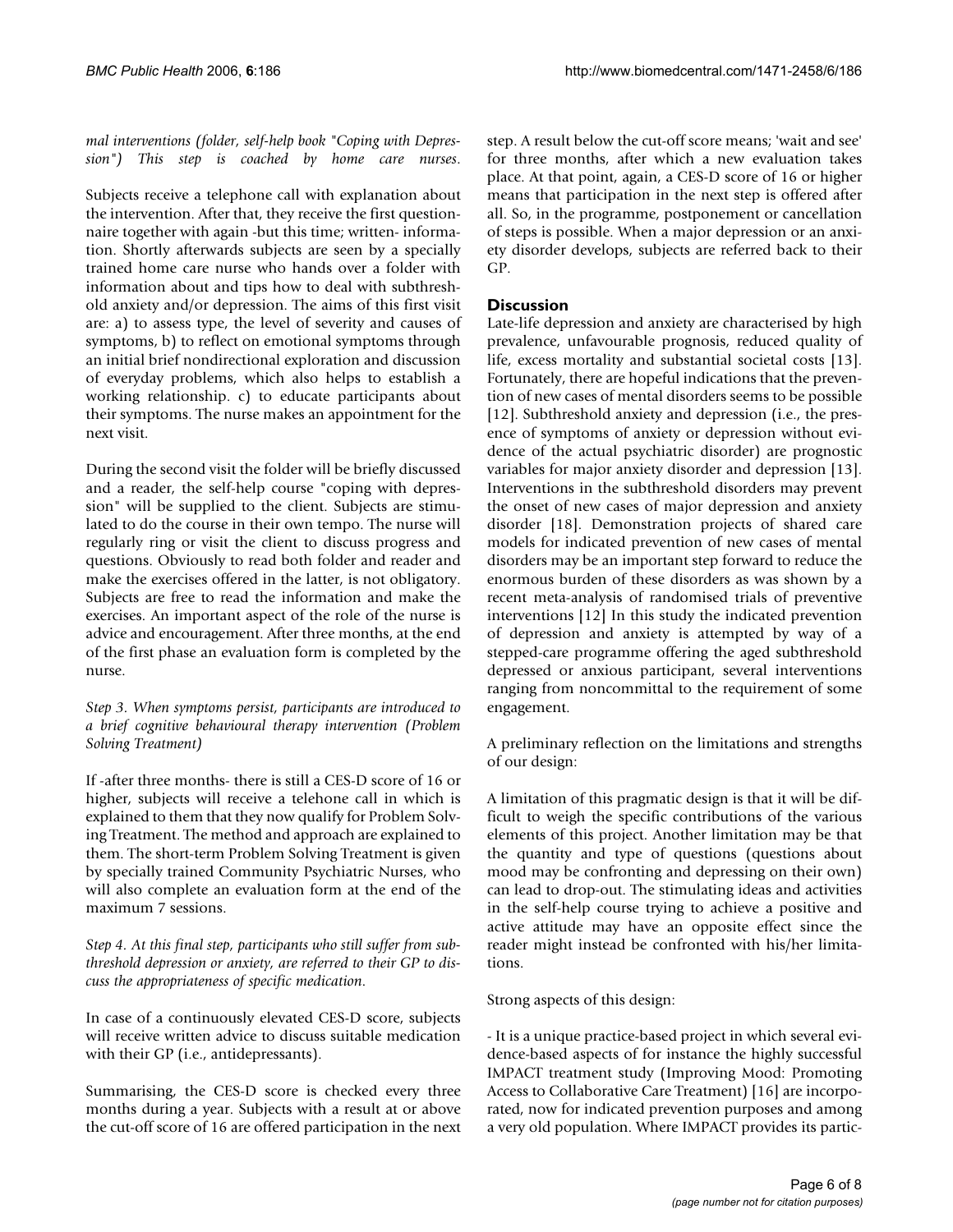*mal interventions (folder, self-help book "Coping with Depression") This step is coached by home care nurses.*

Subjects receive a telephone call with explanation about the intervention. After that, they receive the first questionnaire together with again -but this time; written- information. Shortly afterwards subjects are seen by a specially trained home care nurse who hands over a folder with information about and tips how to deal with subthreshold anxiety and/or depression. The aims of this first visit are: a) to assess type, the level of severity and causes of symptoms, b) to reflect on emotional symptoms through an initial brief nondirectional exploration and discussion of everyday problems, which also helps to establish a working relationship. c) to educate participants about their symptoms. The nurse makes an appointment for the next visit.

During the second visit the folder will be briefly discussed and a reader, the self-help course "coping with depression" will be supplied to the client. Subjects are stimulated to do the course in their own tempo. The nurse will regularly ring or visit the client to discuss progress and questions. Obviously to read both folder and reader and make the exercises offered in the latter, is not obligatory. Subjects are free to read the information and make the exercises. An important aspect of the role of the nurse is advice and encouragement. After three months, at the end of the first phase an evaluation form is completed by the nurse.

*Step 3. When symptoms persist, participants are introduced to a brief cognitive behavioural therapy intervention (Problem Solving Treatment)*

If -after three months- there is still a CES-D score of 16 or higher, subjects will receive a telehone call in which is explained to them that they now qualify for Problem Solving Treatment. The method and approach are explained to them. The short-term Problem Solving Treatment is given by specially trained Community Psychiatric Nurses, who will also complete an evaluation form at the end of the maximum 7 sessions.

*Step 4. At this final step, participants who still suffer from subthreshold depression or anxiety, are referred to their GP to discuss the appropriateness of specific medication.*

In case of a continuously elevated CES-D score, subjects will receive written advice to discuss suitable medication with their GP (i.e., antidepressants).

Summarising, the CES-D score is checked every three months during a year. Subjects with a result at or above the cut-off score of 16 are offered participation in the next step. A result below the cut-off score means; 'wait and see' for three months, after which a new evaluation takes place. At that point, again, a CES-D score of 16 or higher means that participation in the next step is offered after all. So, in the programme, postponement or cancellation of steps is possible. When a major depression or an anxiety disorder develops, subjects are referred back to their GP.

## Discussion

Late-life depression and anxiety are characterised by high prevalence, unfavourable prognosis, reduced quality of life, excess mortality and substantial societal costs [13]. Fortunately, there are hopeful indications that the prevention of new cases of mental disorders seems to be possible [12]. Subthreshold anxiety and depression (i.e., the presence of symptoms of anxiety or depression without evidence of the actual psychiatric disorder) are prognostic variables for major anxiety disorder and depression [13]. Interventions in the subthreshold disorders may prevent the onset of new cases of major depression and anxiety disorder [18]. Demonstration projects of shared care models for indicated prevention of new cases of mental disorders may be an important step forward to reduce the enormous burden of these disorders as was shown by a recent meta-analysis of randomised trials of preventive interventions [12] In this study the indicated prevention of depression and anxiety is attempted by way of a stepped-care programme offering the aged subthreshold depressed or anxious participant, several interventions ranging from noncommittal to the requirement of some engagement.

A preliminary reflection on the limitations and strengths of our design:

A limitation of this pragmatic design is that it will be difficult to weigh the specific contributions of the various elements of this project. Another limitation may be that the quantity and type of questions (questions about mood may be confronting and depressing on their own) can lead to drop-out. The stimulating ideas and activities in the self-help course trying to achieve a positive and active attitude may have an opposite effect since the reader might instead be confronted with his/her limitations.

Strong aspects of this design:

- It is a unique practice-based project in which several evidence-based aspects of for instance the highly successful IMPACT treatment study (Improving Mood: Promoting Access to Collaborative Care Treatment) [16] are incorporated, now for indicated prevention purposes and among a very old population. Where IMPACT provides its partic-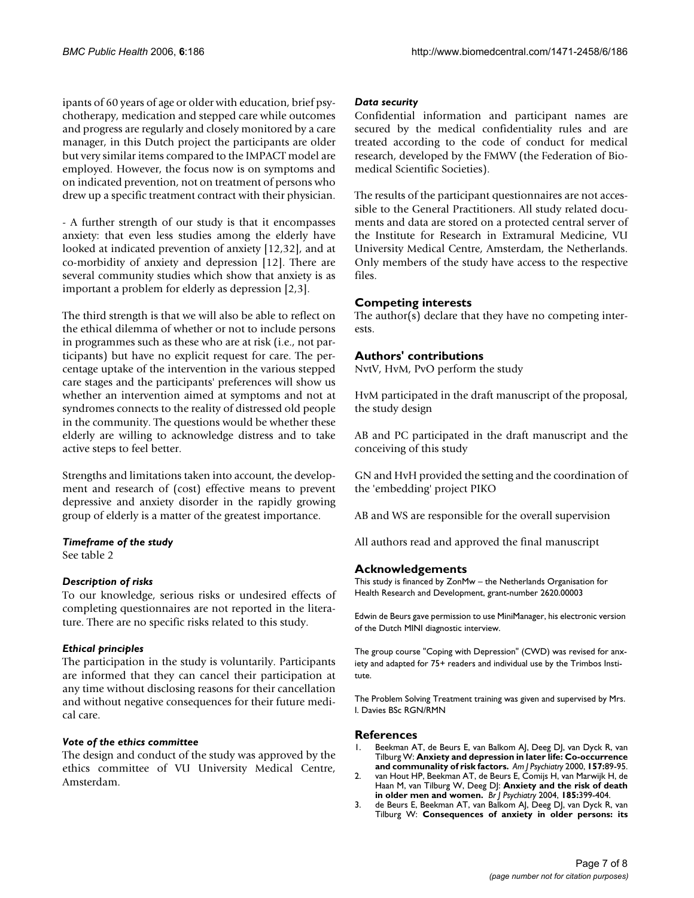ipants of 60 years of age or older with education, brief psychotherapy, medication and stepped care while outcomes and progress are regularly and closely monitored by a care manager, in this Dutch project the participants are older but very similar items compared to the IMPACT model are employed. However, the focus now is on symptoms and on indicated prevention, not on treatment of persons who drew up a specific treatment contract with their physician.

- A further strength of our study is that it encompasses anxiety: that even less studies among the elderly have looked at indicated prevention of anxiety [12,32], and at co-morbidity of anxiety and depression [12]. There are several community studies which show that anxiety is as important a problem for elderly as depression [2,3].

The third strength is that we will also be able to reflect on the ethical dilemma of whether or not to include persons in programmes such as these who are at risk (i.e., not participants) but have no explicit request for care. The percentage uptake of the intervention in the various stepped care stages and the participants' preferences will show us whether an intervention aimed at symptoms and not at syndromes connects to the reality of distressed old people in the community. The questions would be whether these elderly are willing to acknowledge distress and to take active steps to feel better.

Strengths and limitations taken into account, the development and research of (cost) effective means to prevent depressive and anxiety disorder in the rapidly growing group of elderly is a matter of the greatest importance.

### *Timeframe of the study*

See table 2

### *Description of risks*

To our knowledge, serious risks or undesired effects of completing questionnaires are not reported in the literature. There are no specific risks related to this study.

### *Ethical principles*

The participation in the study is voluntarily. Participants are informed that they can cancel their participation at any time without disclosing reasons for their cancellation and without negative consequences for their future medical care.

### *Vote of the ethics committee*

The design and conduct of the study was approved by the ethics committee of VU University Medical Centre, Amsterdam.

### *Data security*

Confidential information and participant names are secured by the medical confidentiality rules and are treated according to the code of conduct for medical research, developed by the FMWV (the Federation of Biomedical Scientific Societies).

The results of the participant questionnaires are not accessible to the General Practitioners. All study related documents and data are stored on a protected central server of the Institute for Research in Extramural Medicine, VU University Medical Centre, Amsterdam, the Netherlands. Only members of the study have access to the respective files.

## Competing interests

The author(s) declare that they have no competing interests.

## Authors' contributions

NvtV, HvM, PvO perform the study

HvM participated in the draft manuscript of the proposal, the study design

AB and PC participated in the draft manuscript and the conceiving of this study

GN and HvH provided the setting and the coordination of the 'embedding' project PIKO

AB and WS are responsible for the overall supervision

All authors read and approved the final manuscript

## Acknowledgements

This study is financed by ZonMw – the Netherlands Organisation for Health Research and Development, grant-number 2620.00003

Edwin de Beurs gave permission to use MiniManager, his electronic version of the Dutch MINI diagnostic interview.

The group course "Coping with Depression" (CWD) was revised for anxiety and adapted for 75+ readers and individual use by the Trimbos Institute.

The Problem Solving Treatment training was given and supervised by Mrs. I. Davies BSc RGN/RMN

## References

1. Beekman AT, de Beurs E, van Balkom AJ, Deeg DJ, van Dyck R, van Tilburg W: **Anxiety and depression in later life: Co-occurrence and communality of risk factors.** *Am J Psychiatry* 2000, **157:**89-95.
2. van Hout HP, Beekman AT, de Beurs E, Comijs H, van Marwijk H, de Haan M, van Tilburg W, Deeg DJ: **Anxiety and the risk of death in older men and women.** *Br J Psychiatry* 2004, **185:**399-404.
3. de Beurs E, Beekman AT, van Balkom AJ, Deeg DJ, van Dyck R, van Tilburg W: **Consequences of anxiety in older persons: its**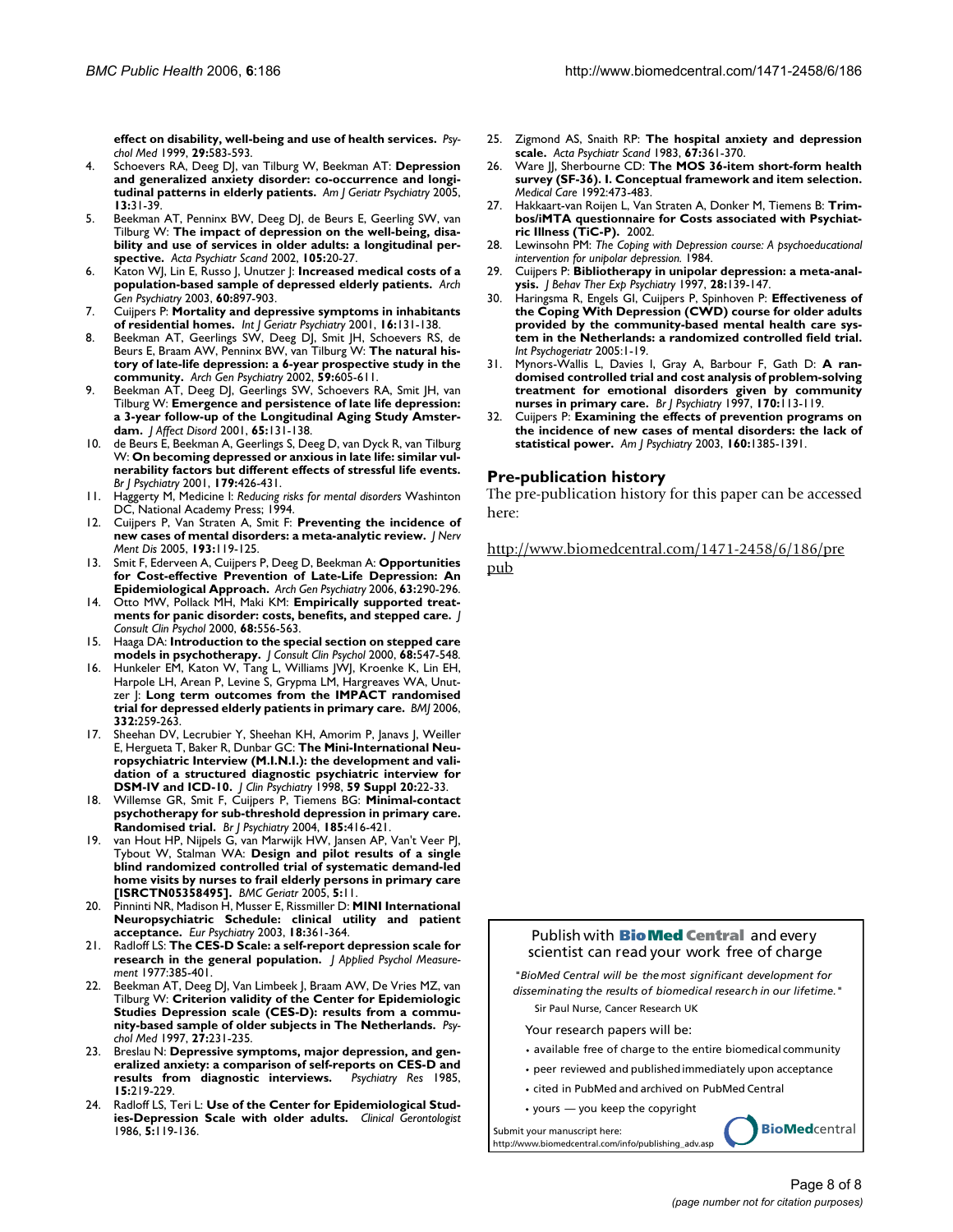effect on disability, well-being and use of health services. *Psychol Med* 1999, **29:**583-593.

4. Schoevers RA, Deeg DJ, van Tilburg W, Beekman AT: **Depression and generalized anxiety disorder: co-occurrence and longitudinal patterns in elderly patients.** *Am J Geriatr Psychiatry* 2005, **13:**31-39.
5. Beekman AT, Penninx BW, Deeg DJ, de Beurs E, Geerling SW, van Tilburg W: **The impact of depression on the well-being, disability and use of services in older adults: a longitudinal perspective.** *Acta Psychiatr Scand* 2002, **105:**20-27.
6. Katon WJ, Lin E, Russo J, Unutzer J: **Increased medical costs of a population-based sample of depressed elderly patients.** *Arch Gen Psychiatry* 2003, **60:**897-903.
7. Cuijpers P: **Mortality and depressive symptoms in inhabitants of residential homes.** *Int J Geriatr Psychiatry* 2001, **16:**131-138.
8. Beekman AT, Geerlings SW, Deeg DJ, Smit JH, Schoevers RS, de Beurs E, Braam AW, Penninx BW, van Tilburg W: **The natural history of late-life depression: a 6-year prospective study in the community.** *Arch Gen Psychiatry* 2002, **59:**605-611.
9. Beekman AT, Deeg DJ, Geerlings SW, Schoevers RA, Smit JH, van Tilburg W: **Emergence and persistence of late life depression: a 3-year follow-up of the Longitudinal Aging Study Amsterdam.** *J Affect Disord* 2001, **65:**131-138.
10. de Beurs E, Beekman A, Geerlings S, Deeg D, van Dyck R, van Tilburg W: **On becoming depressed or anxious in late life: similar vulnerability factors but different effects of stressful life events.** *Br J Psychiatry* 2001, **179:**426-431.
11. Haggerty M, Medicine I: *Reducing risks for mental disorders* Washinton DC, National Academy Press; 1994.
12. Cuijpers P, Van Straten A, Smit F: **Preventing the incidence of new cases of mental disorders: a meta-analytic review.** *J Nerv Ment Dis* 2005, **193:**119-125.
13. Smit F, Ederveen A, Cuijpers P, Deeg D, Beekman A: **Opportunities for Cost-effective Prevention of Late-Life Depression: An Epidemiological Approach.** *Arch Gen Psychiatry* 2006, **63:**290-296.
14. Otto MW, Pollack MH, Maki KM: **Empirically supported treatments for panic disorder: costs, benefits, and stepped care.** *J Consult Clin Psychol* 2000, **68:**556-563.
15. Haaga DA: **Introduction to the special section on stepped care models in psychotherapy.** *J Consult Clin Psychol* 2000, **68:**547-548.
16. Hunkeler EM, Katon W, Tang L, Williams JWJ, Kroenke K, Lin EH, Harpole LH, Arean P, Levine S, Grypma LM, Hargreaves WA, Unutzer J: **Long term outcomes from the IMPACT randomised trial for depressed elderly patients in primary care.** *BMJ* 2006, **332:**259-263.
17. Sheehan DV, Lecrubier Y, Sheehan KH, Amorim P, Janavs J, Weiller E, Hergueta T, Baker R, Dunbar GC: **The Mini-International Neuropsychiatric Interview (M.I.N.I.): the development and validation of a structured diagnostic psychiatric interview for DSM-IV and ICD-10.** *J Clin Psychiatry* 1998, **59 Suppl 20:**22-33.
18. Willemse GR, Smit F, Cuijpers P, Tiemens BG: **Minimal-contact psychotherapy for sub-threshold depression in primary care. Randomised trial.** *Br J Psychiatry* 2004, **185:**416-421.
19. van Hout HP, Nijpels G, van Marwijk HW, Jansen AP, Van't Veer PJ, Tybout W, Stalman WA: **Design and pilot results of a single blind randomized controlled trial of systematic demand-led home visits by nurses to frail elderly persons in primary care [ISRCTN05358495].** *BMC Geriatr* 2005, **5:**11.
20. Pinninti NR, Madison H, Musser E, Rissmiller D: **MINI International Neuropsychiatric Schedule: clinical utility and patient acceptance.** *Eur Psychiatry* 2003, **18:**361-364.
21. Radloff LS: **The CES-D Scale: a self-report depression scale for research in the general population.** *J Applied Psychol Measurement* 1977:385-401.
22. Beekman AT, Deeg DJ, Van Limbeek J, Braam AW, De Vries MZ, van Tilburg W: **Criterion validity of the Center for Epidemiologic Studies Depression scale (CES-D): results from a community-based sample of older subjects in The Netherlands.** *Psychol Med* 1997, **27:**231-235.
23. Breslau N: **Depressive symptoms, major depression, and generalized anxiety: a comparison of self-reports on CES-D and results from diagnostic interviews.** *Psychiatry Res* 1985, **15:**219-229.
24. Radloff LS, Teri L: **Use of the Center for Epidemiological Studies-Depression Scale with older adults.** *Clinical Gerontologist* 1986, **5:**119-136.
25. Zigmond AS, Snaith RP: **The hospital anxiety and depression scale.** *Acta Psychiatr Scand* 1983, **67:**361-370.
26. Ware JJ, Sherbourne CD: **The MOS 36-item short-form health survey (SF-36). I. Conceptual framework and item selection.** *Medical Care* 1992:473-483.
27. Hakkaart-van Roijen L, Van Straten A, Donker M, Tiemens B: **Trimbos/iMTA questionnaire for Costs associated with Psychiatric Illness (TiC-P).** 2002.
28. Lewinsohn PM: *The Coping with Depression course: A psychoeducational intervention for unipolar depression.* 1984.
29. Cuijpers P: **Bibliotherapy in unipolar depression: a meta-analysis.** *J Behav Ther Exp Psychiatry* 1997, **28:**139-147.
30. Haringsma R, Engels GI, Cuijpers P, Spinhoven P: **Effectiveness of the Coping With Depression (CWD) course for older adults provided by the community-based mental health care system in the Netherlands: a randomized controlled field trial.** *Int Psychogeriatr* 2005:1-19.
31. Mynors-Wallis L, Davies I, Gray A, Barbour F, Gath D: **A randomised controlled trial and cost analysis of problem-solving treatment for emotional disorders given by community nurses in primary care.** *Br J Psychiatry* 1997, **170:**113-119.
32. Cuijpers P: **Examining the effects of prevention programs on the incidence of new cases of mental disorders: the lack of statistical power.** *Am J Psychiatry* 2003, **160:**1385-1391.

## Pre-publication history

The pre-publication history for this paper can be accessed here:

http://www.biomedcentral.com/1471-2458/6/186/prepub

Publish with **BioMed Central** and every scientist can read your work free of charge

*"BioMed Central will be the most significant development for disseminating the results of biomedical research in our lifetime."*
Sir Paul Nurse, Cancer Research UK

Your research papers will be:

- available free of charge to the entire biomedical community
- peer reviewed and published immediately upon acceptance
- cited in PubMed and archived on PubMed Central
- yours — you keep the copyright

Submit your manuscript here:
http://www.biomedcentral.com/info/publishing_adv.asp

BioMedcentral